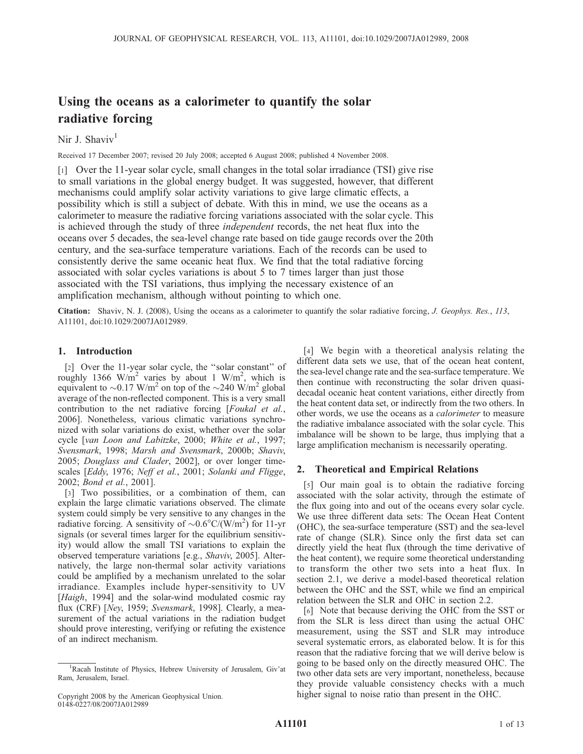# Using the oceans as a calorimeter to quantify the solar radiative forcing

Nir J. Shaviv[1]

Received 17 December 2007; revised 20 July 2008; accepted 6 August 2008; published 4 November 2008.

[1] Over the 11-year solar cycle, small changes in the total solar irradiance (TSI) give rise to small variations in the global energy budget. It was suggested, however, that different mechanisms could amplify solar activity variations to give large climatic effects, a possibility which is still a subject of debate. With this in mind, we use the oceans as a calorimeter to measure the radiative forcing variations associated with the solar cycle. This is achieved through the study of three *independent* records, the net heat flux into the oceans over 5 decades, the sea-level change rate based on tide gauge records over the 20th century, and the sea-surface temperature variations. Each of the records can be used to consistently derive the same oceanic heat flux. We find that the total radiative forcing associated with solar cycles variations is about 5 to 7 times larger than just those associated with the TSI variations, thus implying the necessary existence of an amplification mechanism, although without pointing to which one.

**Citation:** Shaviv, N. J. (2008), Using the oceans as a calorimeter to quantify the solar radiative forcing, *J. Geophys. Res.*, *113*, A11101, doi:10.1029/2007JA012989.

## 1. Introduction

[2] Over the 11-year solar cycle, the "solar constant" of roughly 1366 W/m$^2$ varies by about 1 W/m$^2$, which is equivalent to ~0.17 W/m$^2$ on top of the ~240 W/m$^2$ global average of the non-reflected component. This is a very small contribution to the net radiative forcing [*Foukal et al.*, 2006]. Nonetheless, various climatic variations synchronized with solar variations do exist, whether over the solar cycle [*van Loon and Labitzke*, 2000; *White et al.*, 1997; *Svensmark*, 1998; *Marsh and Svensmark*, 2000b; *Shaviv*, 2005; *Douglass and Clader*, 2002], or over longer timescales [*Eddy*, 1976; *Neff et al.*, 2001; *Solanki and Fligge*, 2002; *Bond et al.*, 2001].

[3] Two possibilities, or a combination of them, can explain the large climatic variations observed. The climate system could simply be very sensitive to any changes in the radiative forcing. A sensitivity of ~0.6°C/(W/m$^2$) for 11-yr signals (or several times larger for the equilibrium sensitivity) would allow the small TSI variations to explain the observed temperature variations [e.g., *Shaviv*, 2005]. Alternatively, the large non-thermal solar activity variations could be amplified by a mechanism unrelated to the solar irradiance. Examples include hyper-sensitivity to UV [*Haigh*, 1994] and the solar-wind modulated cosmic ray flux (CRF) [*Ney*, 1959; *Svensmark*, 1998]. Clearly, a measurement of the actual variations in the radiation budget should prove interesting, verifying or refuting the existence of an indirect mechanism.

[4] We begin with a theoretical analysis relating the different data sets we use, that of the ocean heat content, the sea-level change rate and the sea-surface temperature. We then continue with reconstructing the solar driven quasi-decadal oceanic heat content variations, either directly from the heat content data set, or indirectly from the two others. In other words, we use the oceans as a *calorimeter* to measure the radiative imbalance associated with the solar cycle. This imbalance will be shown to be large, thus implying that a large amplification mechanism is necessarily operating.

## 2. Theoretical and Empirical Relations

[5] Our main goal is to obtain the radiative forcing associated with the solar activity, through the estimate of the flux going into and out of the oceans every solar cycle. We use three different data sets: The Ocean Heat Content (OHC), the sea-surface temperature (SST) and the sea-level rate of change (SLR). Since only the first data set can directly yield the heat flux (through the time derivative of the heat content), we require some theoretical understanding to transform the other two sets into a heat flux. In section 2.1, we derive a model-based theoretical relation between the OHC and the SST, while we find an empirical relation between the SLR and OHC in section 2.2.

[6] Note that because deriving the OHC from the SST or from the SLR is less direct than using the actual OHC measurement, using the SST and SLR may introduce several systematic errors, as elaborated below. It is for this reason that the radiative forcing that we will derive below is going to be based only on the directly measured OHC. The two other data sets are very important, nonetheless, because they provide valuable consistency checks with a much higher signal to noise ratio than present in the OHC.

[1]Racah Institute of Physics, Hebrew University of Jerusalem, Giv'at Ram, Jerusalem, Israel.

Copyright 2008 by the American Geophysical Union.
0148-0227/08/2007JA012989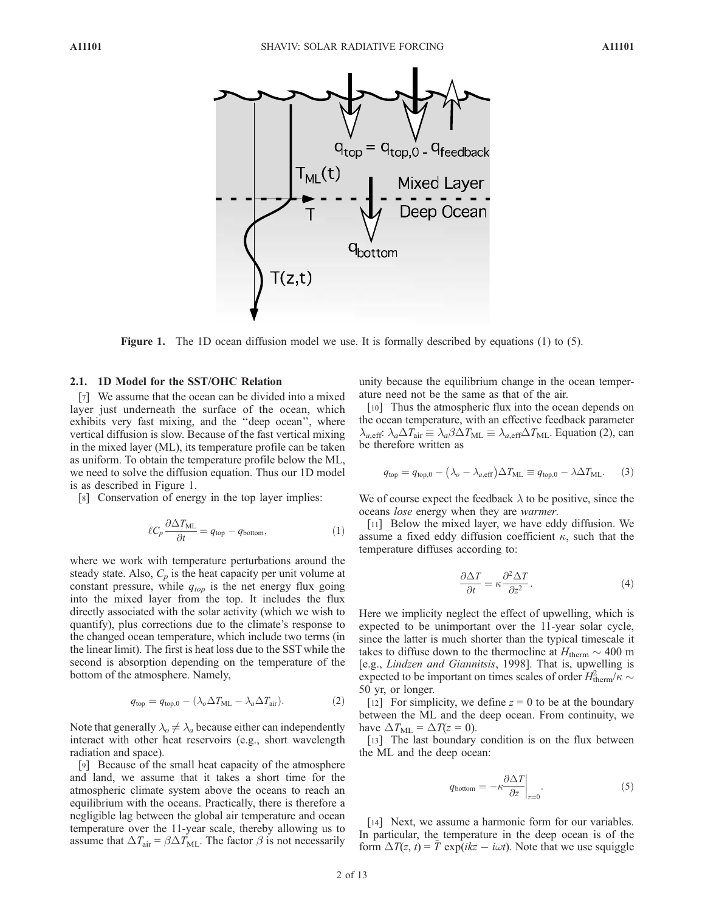$q_{top} = q_{top,0} - q_{feedback}$

$T_{ML}(t)$

Mixed Layer

$T$

Deep Ocean

$q_{bottom}$

$T(z,t)$

**Figure 1.** The 1D ocean diffusion model we use. It is formally described by equations (1) to (5).

### 2.1. 1D Model for the SST/OHC Relation

[7] We assume that the ocean can be divided into a mixed layer just underneath the surface of the ocean, which exhibits very fast mixing, and the "deep ocean", where vertical diffusion is slow. Because of the fast vertical mixing in the mixed layer (ML), its temperature profile can be taken as uniform. To obtain the temperature profile below the ML, we need to solve the diffusion equation. Thus our 1D model is as described in Figure 1.

[8] Conservation of energy in the top layer implies:

$$\ell C_p \frac{\partial \Delta T_{\rm ML}}{\partial t} = q_{\rm top} - q_{\rm bottom}, \tag{1}$$

where we work with temperature perturbations around the steady state. Also, $C_p$ is the heat capacity per unit volume at constant pressure, while $q_{top}$ is the net energy flux going into the mixed layer from the top. It includes the flux directly associated with the solar activity (which we wish to quantify), plus corrections due to the climate's response to the changed ocean temperature, which include two terms (in the linear limit). The first is heat loss due to the SST while the second is absorption depending on the temperature of the bottom of the atmosphere. Namely,

$$q_{\rm top} = q_{\rm top,0} - (\lambda_o \Delta T_{\rm ML} - \lambda_a \Delta T_{\rm air}). \tag{2}$$

Note that generally $\lambda_o \neq \lambda_a$ because either can independently interact with other heat reservoirs (e.g., short wavelength radiation and space).

[9] Because of the small heat capacity of the atmosphere and land, we assume that it takes a short time for the atmospheric climate system above the oceans to reach an equilibrium with the oceans. Practically, there is therefore a negligible lag between the global air temperature and ocean temperature over the 11-year scale, thereby allowing us to assume that $\Delta T_{\rm air} = \beta \Delta T_{\rm ML}$. The factor $\beta$ is not necessarily unity because the equilibrium change in the ocean temperature need not be the same as that of the air.

[10] Thus the atmospheric flux into the ocean depends on the ocean temperature, with an effective feedback parameter $\lambda_{a,{\rm eff}}$: $\lambda_a \Delta T_{\rm air} \equiv \lambda_a \beta \Delta T_{\rm ML} \equiv \lambda_{a,{\rm eff}} \Delta T_{\rm ML}$. Equation (2), can be therefore written as

$$q_{\rm top} = q_{\rm top,0} - \left(\lambda_o - \lambda_{a,{\rm eff}}\right) \Delta T_{\rm ML} \equiv q_{\rm top,0} - \lambda \Delta T_{\rm ML}. \tag{3}$$

We of course expect the feedback $\lambda$ to be positive, since the oceans *lose* energy when they are *warmer*.

[11] Below the mixed layer, we have eddy diffusion. We assume a fixed eddy diffusion coefficient $\kappa$, such that the temperature diffuses according to:

$$\frac{\partial \Delta T}{\partial t} = \kappa \frac{\partial^2 \Delta T}{\partial z^2}. \tag{4}$$

Here we implicity neglect the effect of upwelling, which is expected to be unimportant over the 11-year solar cycle, since the latter is much shorter than the typical timescale it takes to diffuse down to the thermocline at $H_{\rm therm} \sim 400$ m [e.g., *Lindzen and Giannitsis*, 1998]. That is, upwelling is expected to be important on times scales of order $H_{\rm therm}^2/\kappa \sim 50$ yr, or longer.

[12] For simplicity, we define $z = 0$ to be at the boundary between the ML and the deep ocean. From continuity, we have $\Delta T_{\rm ML} = \Delta T(z = 0)$.

[13] The last boundary condition is on the flux between the ML and the deep ocean:

$$q_{\rm bottom} = -\kappa \frac{\partial \Delta T}{\partial z}\bigg|_{z=0}. \tag{5}$$

[14] Next, we assume a harmonic form for our variables. In particular, the temperature in the deep ocean is of the form $\Delta T(z, t) = \tilde{T} \exp(ikz - i\omega t)$. Note that we use squiggle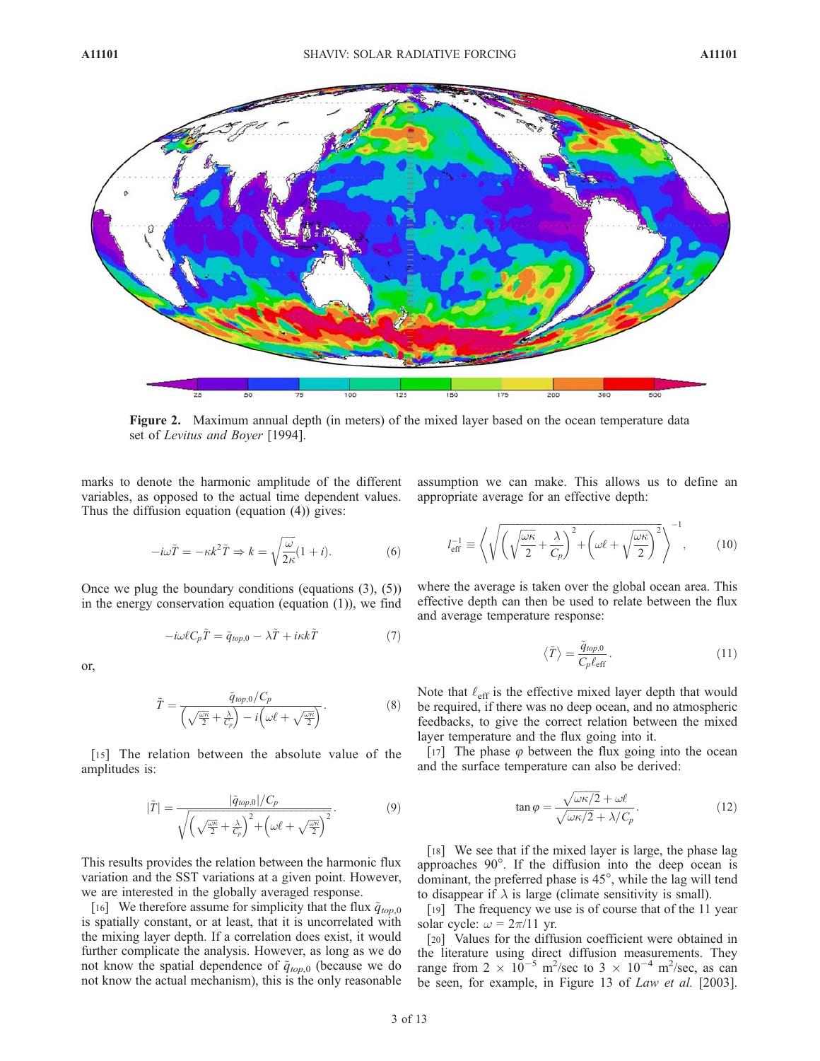25 50 75 100 125 150 175 200 300 500

**Figure 2.** Maximum annual depth (in meters) of the mixed layer based on the ocean temperature data set of *Levitus and Boyer* [1994].

marks to denote the harmonic amplitude of the different variables, as opposed to the actual time dependent values. Thus the diffusion equation (equation (4)) gives:

$$-i\omega\tilde{T} = -\kappa k^2 \tilde{T} \Rightarrow k = \sqrt{\frac{\omega}{2\kappa}}(1+i). \tag{6}$$

Once we plug the boundary conditions (equations (3), (5)) in the energy conservation equation (equation (1)), we find

$$-i\omega\ell C_p \tilde{T} = \tilde{q}_{top,0} - \lambda\tilde{T} + i\kappa k\tilde{T} \tag{7}$$

or,

$$\tilde{T} = \frac{\tilde{q}_{top,0}/C_p}{\left(\sqrt{\frac{\omega\kappa}{2}} + \frac{\lambda}{C_p}\right) - i\left(\omega\ell + \sqrt{\frac{\omega\kappa}{2}}\right)}. \tag{8}$$

[15] The relation between the absolute value of the amplitudes is:

$$|\tilde{T}| = \frac{|\tilde{q}_{top,0}|/C_p}{\sqrt{\left(\sqrt{\frac{\omega\kappa}{2}} + \frac{\lambda}{C_p}\right)^2 + \left(\omega\ell + \sqrt{\frac{\omega\kappa}{2}}\right)^2}}. \tag{9}$$

This results provides the relation between the harmonic flux variation and the SST variations at a given point. However, we are interested in the globally averaged response.

[16] We therefore assume for simplicity that the flux $\tilde{q}_{top,0}$ is spatially constant, or at least, that it is uncorrelated with the mixing layer depth. If a correlation does exist, it would further complicate the analysis. However, as long as we do not know the spatial dependence of $\tilde{q}_{top,0}$ (because we do not know the actual mechanism), this is the only reasonable assumption we can make. This allows us to define an appropriate average for an effective depth:

$$l_{\text{eff}}^{-1} \equiv \left\langle \sqrt{\left(\sqrt{\frac{\omega\kappa}{2}} + \frac{\lambda}{C_p}\right)^2 + \left(\omega\ell + \sqrt{\frac{\omega\kappa}{2}}\right)^2} \right\rangle^{-1}, \tag{10}$$

where the average is taken over the global ocean area. This effective depth can then be used to relate between the flux and average temperature response:

$$\langle \tilde{T} \rangle = \frac{\tilde{q}_{top,0}}{C_p \ell_{\text{eff}}}. \tag{11}$$

Note that $\ell_{\text{eff}}$ is the effective mixed layer depth that would be required, if there was no deep ocean, and no atmospheric feedbacks, to give the correct relation between the mixed layer temperature and the flux going into it.

[17] The phase $\varphi$ between the flux going into the ocean and the surface temperature can also be derived:

$$\tan\varphi = \frac{\sqrt{\omega\kappa/2} + \omega\ell}{\sqrt{\omega\kappa/2} + \lambda/C_p}. \tag{12}$$

[18] We see that if the mixed layer is large, the phase lag approaches 90°. If the diffusion into the deep ocean is dominant, the preferred phase is 45°, while the lag will tend to disappear if $\lambda$ is large (climate sensitivity is small).

[19] The frequency we use is of course that of the 11 year solar cycle: $\omega = 2\pi/11$ yr.

[20] Values for the diffusion coefficient were obtained in the literature using direct diffusion measurements. They range from $2 \times 10^{-5}$ m$^2$/sec to $3 \times 10^{-4}$ m$^2$/sec, as can be seen, for example, in Figure 13 of *Law et al.* [2003].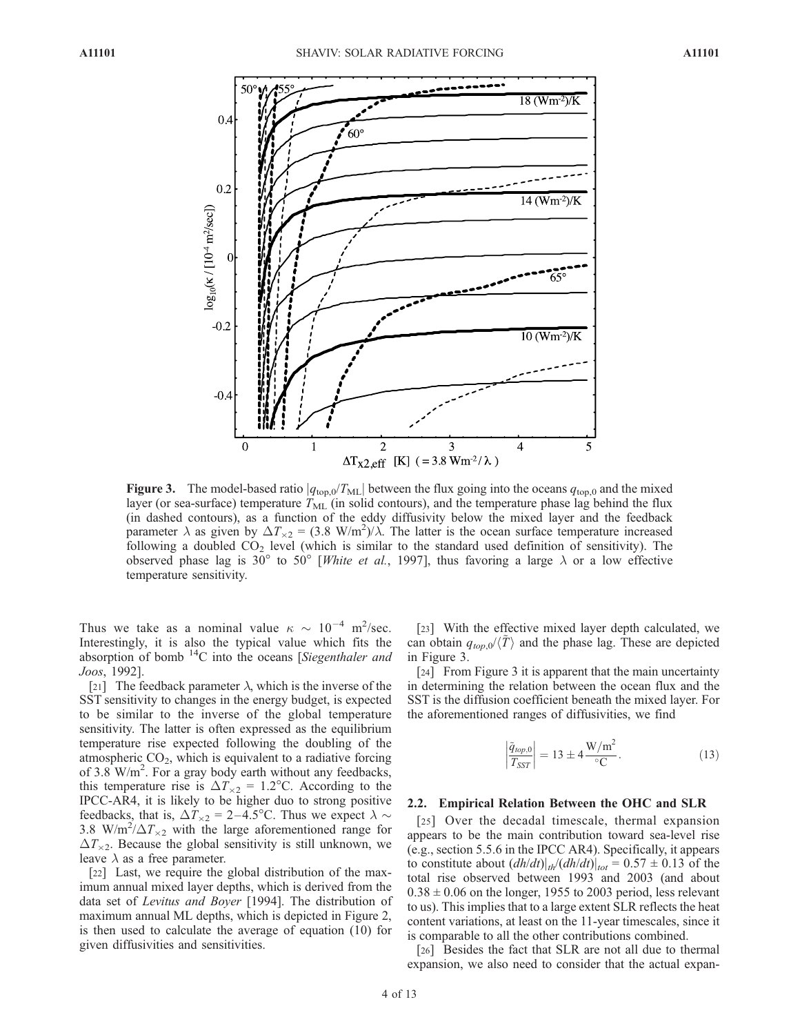50°

55°

18 (Wm$^{-2}$)/K

60°

14 (Wm$^{-2}$)/K

65°

10 (Wm$^{-2}$)/K

$\log_{10}(\kappa$ / [$10^{-4}$ m$^2$/sec])

0.4

0.2

0

-0.2

-0.4

0 1 2 3 4 5

$\Delta T_{X2,eff}$ [K] ( = 3.8 Wm$^{-2}$ / $\lambda$ )

**Figure 3.** The model-based ratio $|q_{top,0}/T_{ML}|$ between the flux going into the oceans $q_{top,0}$ and the mixed layer (or sea-surface) temperature $T_{ML}$ (in solid contours), and the temperature phase lag behind the flux (in dashed contours), as a function of the eddy diffusivity below the mixed layer and the feedback parameter $\lambda$ as given by $\Delta T_{\times 2} = (3.8\ \mathrm{W/m^2})/\lambda$. The latter is the ocean surface temperature increased following a doubled $CO_2$ level (which is similar to the standard used definition of sensitivity). The observed phase lag is 30° to 50° [*White et al.*, 1997], thus favoring a large $\lambda$ or a low effective temperature sensitivity.

Thus we take as a nominal value $\kappa \sim 10^{-4}\ \mathrm{m^2/sec}$. Interestingly, it is also the typical value which fits the absorption of bomb $^{14}C$ into the oceans [*Siegenthaler and Joos*, 1992].

[21] The feedback parameter $\lambda$, which is the inverse of the SST sensitivity to changes in the energy budget, is expected to be similar to the inverse of the global temperature sensitivity. The latter is often expressed as the equilibrium temperature rise expected following the doubling of the atmospheric $CO_2$, which is equivalent to a radiative forcing of 3.8 W/m$^2$. For a gray body earth without any feedbacks, this temperature rise is $\Delta T_{\times 2} = 1.2$°C. According to the IPCC-AR4, it is likely to be higher duo to strong positive feedbacks, that is, $\Delta T_{\times 2} = 2$–4.5°C. Thus we expect $\lambda \sim 3.8\ \mathrm{W/m^2}/\Delta T_{\times 2}$ with the large aforementioned range for $\Delta T_{\times 2}$. Because the global sensitivity is still unknown, we leave $\lambda$ as a free parameter.

[22] Last, we require the global distribution of the maximum annual mixed layer depths, which is derived from the data set of *Levitus and Boyer* [1994]. The distribution of maximum annual ML depths, which is depicted in Figure 2, is then used to calculate the average of equation (10) for given diffusivities and sensitivities.

[23] With the effective mixed layer depth calculated, we can obtain $q_{top,0}/\langle \tilde{T} \rangle$ and the phase lag. These are depicted in Figure 3.

[24] From Figure 3 it is apparent that the main uncertainty in determining the relation between the ocean flux and the SST is the diffusion coefficient beneath the mixed layer. For the aforementioned ranges of diffusivities, we find

$$\left| \frac{\tilde{q}_{top,0}}{T_{SST}} \right| = 13 \pm 4 \frac{\mathrm{W/m^2}}{^\circ\mathrm{C}}. \tag{13}$$

### 2.2. Empirical Relation Between the OHC and SLR

[25] Over the decadal timescale, thermal expansion appears to be the main contribution toward sea-level rise (e.g., section 5.5.6 in the IPCC AR4). Specifically, it appears to constitute about $(dh/dt)|_{th}/(dh/dt)|_{tot} = 0.57 \pm 0.13$ of the total rise observed between 1993 and 2003 (and about $0.38 \pm 0.06$ on the longer, 1955 to 2003 period, less relevant to us). This implies that to a large extent SLR reflects the heat content variations, at least on the 11-year timescales, since it is comparable to all the other contributions combined.

[26] Besides the fact that SLR are not all due to thermal expansion, we also need to consider that the actual expan-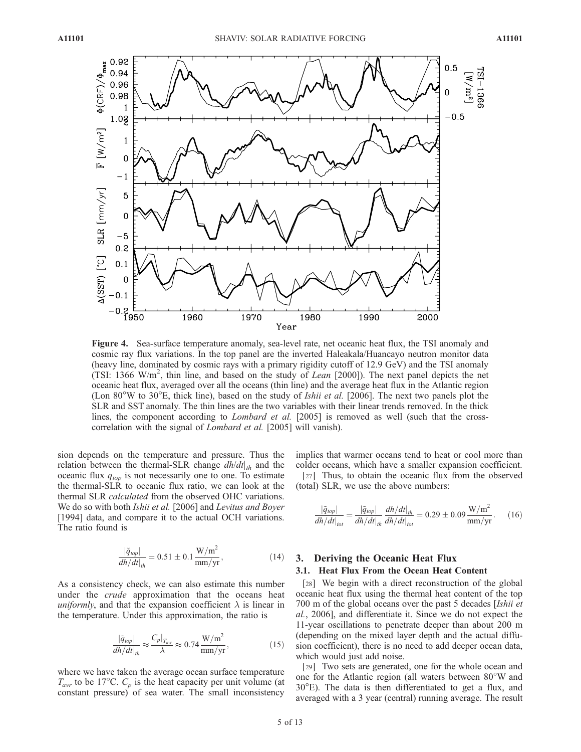0.92
0.94
0.96
0.98
1
1.02
$\Phi(\mathrm{CRF})/\Phi_{\max}$
0.5
0
−0.5
TSI − 1366 [W/m²]
2
1
0
−1
$\bar{F}$ [W/m²]
5
0
−5
SLR [mm/yr]
0.2
0.1
0
−0.1
−0.2
Δ(SST) [°C]
1950
1960
1970
1980
1990
2000
Year

**Figure 4.** Sea-surface temperature anomaly, sea-level rate, net oceanic heat flux, the TSI anomaly and cosmic ray flux variations. In the top panel are the inverted Haleakala/Huancayo neutron monitor data (heavy line, dominated by cosmic rays with a primary rigidity cutoff of 12.9 GeV) and the TSI anomaly (TSI: 1366 W/m$^2$, thin line, and based on the study of *Lean* [2000]). The next panel depicts the net oceanic heat flux, averaged over all the oceans (thin line) and the average heat flux in the Atlantic region (Lon 80°W to 30°E, thick line), based on the study of *Ishii et al.* [2006]. The next two panels plot the SLR and SST anomaly. The thin lines are the two variables with their linear trends removed. In the thick lines, the component according to *Lombard et al.* [2005] is removed as well (such that the cross-correlation with the signal of *Lombard et al.* [2005] will vanish).

sion depends on the temperature and pressure. Thus the relation between the thermal-SLR change $dh/dt|_{th}$ and the oceanic flux $q_{top}$ is not necessarily one to one. To estimate the thermal-SLR to oceanic flux ratio, we can look at the thermal SLR *calculated* from the observed OHC variations. We do so with both *Ishii et al.* [2006] and *Levitus and Boyer* [1994] data, and compare it to the actual OCH variations. The ratio found is

$$\frac{|\tilde{q}_{top}|}{dh/dt|_{th}} = 0.51 \pm 0.1 \frac{\mathrm{W/m^2}}{\mathrm{mm/yr}}, \qquad (14)$$

As a consistency check, we can also estimate this number under the *crude* approximation that the oceans heat *uniformly*, and that the expansion coefficient $\lambda$ is linear in the temperature. Under this approximation, the ratio is

$$\frac{|\tilde{q}_{top}|}{dh/dt|_{th}} \approx \frac{C_p|_{T_{avr}}}{\lambda} \approx 0.74 \frac{\mathrm{W/m^2}}{\mathrm{mm/yr}}, \qquad (15)$$

where we have taken the average ocean surface temperature $T_{avr}$ to be 17°C. $C_p$ is the heat capacity per unit volume (at constant pressure) of sea water. The small inconsistency implies that warmer oceans tend to heat or cool more than colder oceans, which have a smaller expansion coefficient.

[27] Thus, to obtain the oceanic flux from the observed (total) SLR, we use the above numbers:

$$\frac{|\tilde{q}_{top}|}{dh/dt|_{tot}} = \frac{|\tilde{q}_{top}|}{dh/dt|_{th}} \frac{dh/dt|_{th}}{dh/dt|_{tot}} = 0.29 \pm 0.09 \frac{\mathrm{W/m^2}}{\mathrm{mm/yr}}. \qquad (16)$$

## 3. Deriving the Oceanic Heat Flux

### 3.1. Heat Flux From the Ocean Heat Content

[28] We begin with a direct reconstruction of the global oceanic heat flux using the thermal heat content of the top 700 m of the global oceans over the past 5 decades [*Ishii et al.*, 2006], and differentiate it. Since we do not expect the 11-year oscillations to penetrate deeper than about 200 m (depending on the mixed layer depth and the actual diffusion coefficient), there is no need to add deeper ocean data, which would just add noise.

[29] Two sets are generated, one for the whole ocean and one for the Atlantic region (all waters between 80°W and 30°E). The data is then differentiated to get a flux, and averaged with a 3 year (central) running average. The result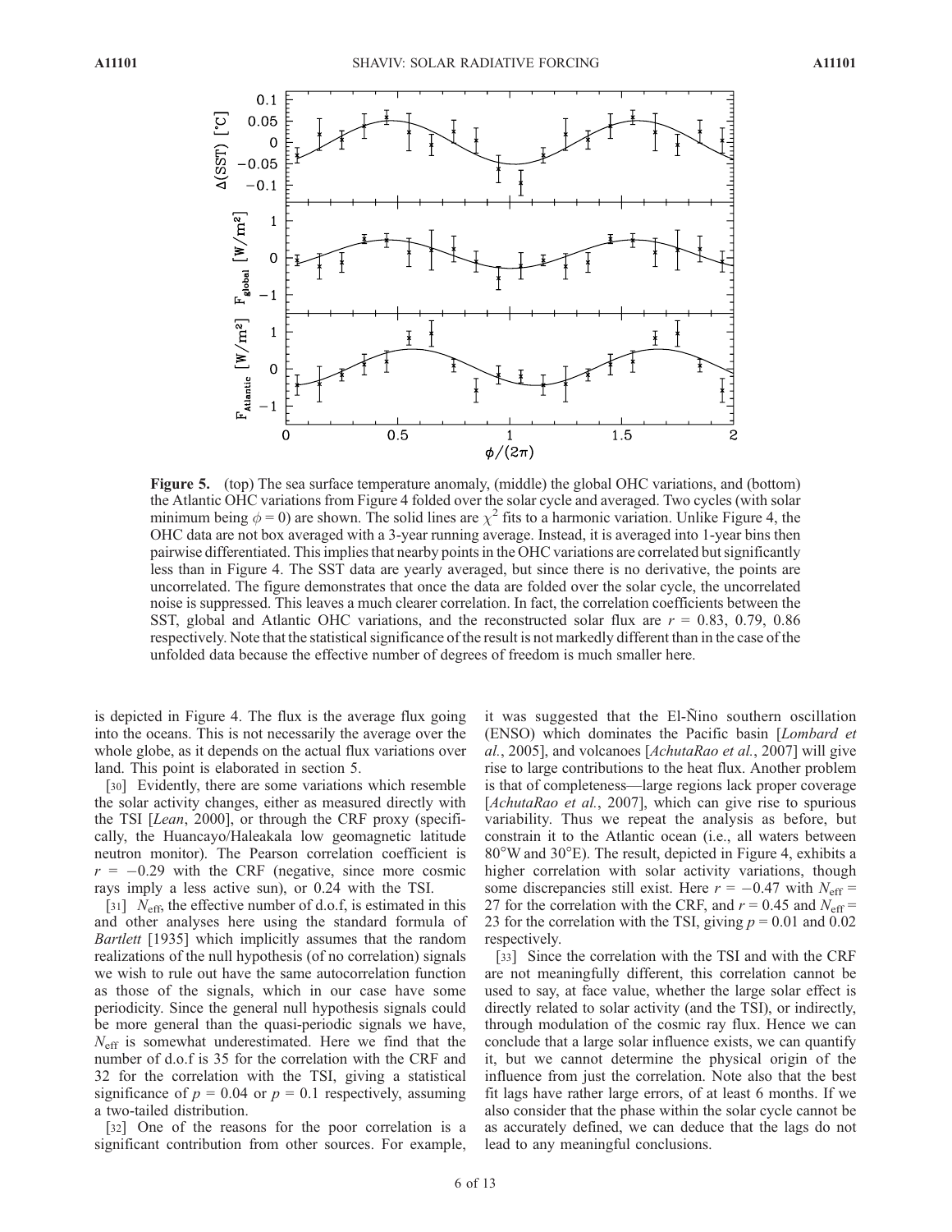0.1
0.05
0
−0.05
−0.1
Δ(SST) [°C]

1
0
−1
$F_{global}$ [W/m²]

1
0
−1
$F_{Atlantic}$ [W/m²]

0
0.5
1
1.5
2
$\phi/(2\pi)$

**Figure 5.** (top) The sea surface temperature anomaly, (middle) the global OHC variations, and (bottom) the Atlantic OHC variations from Figure 4 folded over the solar cycle and averaged. Two cycles (with solar minimum being $\phi = 0$) are shown. The solid lines are $\chi^2$ fits to a harmonic variation. Unlike Figure 4, the OHC data are not box averaged with a 3-year running average. Instead, it is averaged into 1-year bins then pairwise differentiated. This implies that nearby points in the OHC variations are correlated but significantly less than in Figure 4. The SST data are yearly averaged, but since there is no derivative, the points are uncorrelated. The figure demonstrates that once the data are folded over the solar cycle, the uncorrelated noise is suppressed. This leaves a much clearer correlation. In fact, the correlation coefficients between the SST, global and Atlantic OHC variations, and the reconstructed solar flux are $r$ = 0.83, 0.79, 0.86 respectively. Note that the statistical significance of the result is not markedly different than in the case of the unfolded data because the effective number of degrees of freedom is much smaller here.

is depicted in Figure 4. The flux is the average flux going into the oceans. This is not necessarily the average over the whole globe, as it depends on the actual flux variations over land. This point is elaborated in section 5.

[30] Evidently, there are some variations which resemble the solar activity changes, either as measured directly with the TSI [*Lean*, 2000], or through the CRF proxy (specifically, the Huancayo/Haleakala low geomagnetic latitude neutron monitor). The Pearson correlation coefficient is $r = -0.29$ with the CRF (negative, since more cosmic rays imply a less active sun), or 0.24 with the TSI.

[31] $N_{\rm eff}$, the effective number of d.o.f, is estimated in this and other analyses here using the standard formula of *Bartlett* [1935] which implicitly assumes that the random realizations of the null hypothesis (of no correlation) signals we wish to rule out have the same autocorrelation function as those of the signals, which in our case have some periodicity. Since the general null hypothesis signals could be more general than the quasi-periodic signals we have, $N_{\rm eff}$ is somewhat underestimated. Here we find that the number of d.o.f is 35 for the correlation with the CRF and 32 for the correlation with the TSI, giving a statistical significance of $p = 0.04$ or $p = 0.1$ respectively, assuming a two-tailed distribution.

[32] One of the reasons for the poor correlation is a significant contribution from other sources. For example, it was suggested that the El-Ñino southern oscillation (ENSO) which dominates the Pacific basin [*Lombard et al.*, 2005], and volcanoes [*AchutaRao et al.*, 2007] will give rise to large contributions to the heat flux. Another problem is that of completeness—large regions lack proper coverage [*AchutaRao et al.*, 2007], which can give rise to spurious variability. Thus we repeat the analysis as before, but constrain it to the Atlantic ocean (i.e., all waters between 80°W and 30°E). The result, depicted in Figure 4, exhibits a higher correlation with solar activity variations, though some discrepancies still exist. Here $r = -0.47$ with $N_{\rm eff}$ = 27 for the correlation with the CRF, and $r = 0.45$ and $N_{\rm eff}$ = 23 for the correlation with the TSI, giving $p = 0.01$ and 0.02 respectively.

[33] Since the correlation with the TSI and with the CRF are not meaningfully different, this correlation cannot be used to say, at face value, whether the large solar effect is directly related to solar activity (and the TSI), or indirectly, through modulation of the cosmic ray flux. Hence we can conclude that a large solar influence exists, we can quantify it, but we cannot determine the physical origin of the influence from just the correlation. Note also that the best fit lags have rather large errors, of at least 6 months. If we also consider that the phase within the solar cycle cannot be as accurately defined, we can deduce that the lags do not lead to any meaningful conclusions.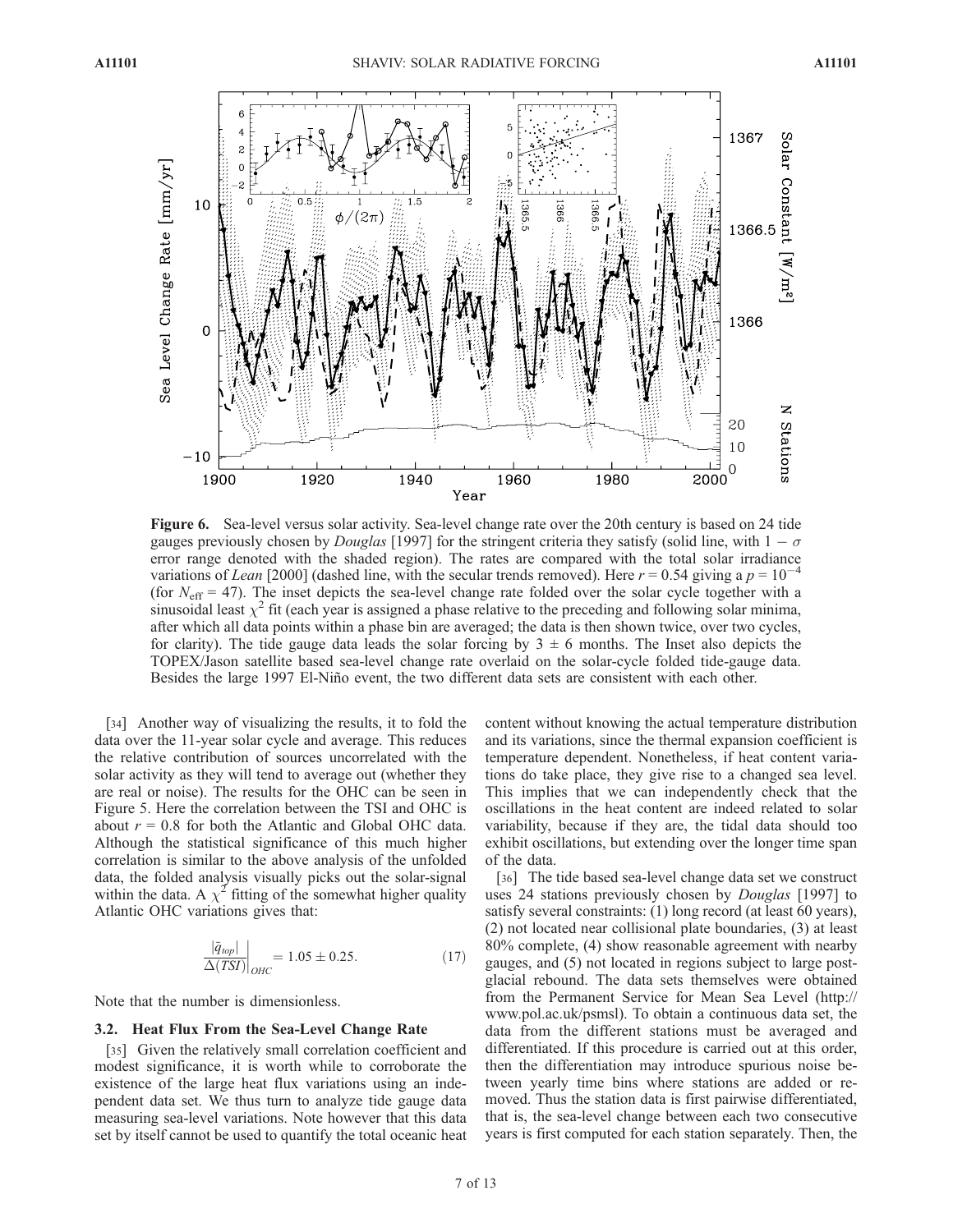Sea Level Change Rate [mm/yr]

Solar Constant [W/m²]

N Stations

Year

1900 1920 1940 1960 1980 2000

10 0 −10

1367 1366.5 1366

20 10 0

$\phi/(2\pi)$

0 0.5 1 1.5 2

6 4 2 0 −2

1365.5 1366 1366.5

5 0 −5

**Figure 6.** Sea-level versus solar activity. Sea-level change rate over the 20th century is based on 24 tide gauges previously chosen by *Douglas* [1997] for the stringent criteria they satisfy (solid line, with $1-\sigma$ error range denoted with the shaded region). The rates are compared with the total solar irradiance variations of *Lean* [2000] (dashed line, with the secular trends removed). Here $r = 0.54$ giving a $p = 10^{-4}$ (for $N_{\mathrm{eff}} = 47$). The inset depicts the sea-level change rate folded over the solar cycle together with a sinusoidal least $\chi^2$ fit (each year is assigned a phase relative to the preceding and following solar minima, after which all data points within a phase bin are averaged; the data is then shown twice, over two cycles, for clarity). The tide gauge data leads the solar forcing by $3 \pm 6$ months. The Inset also depicts the TOPEX/Jason satellite based sea-level change rate overlaid on the solar-cycle folded tide-gauge data. Besides the large 1997 El-Niño event, the two different data sets are consistent with each other.

[34] Another way of visualizing the results, it to fold the data over the 11-year solar cycle and average. This reduces the relative contribution of sources uncorrelated with the solar activity as they will tend to average out (whether they are real or noise). The results for the OHC can be seen in Figure 5. Here the correlation between the TSI and OHC is about $r = 0.8$ for both the Atlantic and Global OHC data. Although the statistical significance of this much higher correlation is similar to the above analysis of the unfolded data, the folded analysis visually picks out the solar-signal within the data. A $\chi^2$ fitting of the somewhat higher quality Atlantic OHC variations gives that:

$$\left.\frac{|\tilde{q}_{top}|}{\Delta(TSI)}\right|_{OHC} = 1.05 \pm 0.25. \qquad (17)$$

Note that the number is dimensionless.

### 3.2. Heat Flux From the Sea-Level Change Rate

[35] Given the relatively small correlation coefficient and modest significance, it is worth while to corroborate the existence of the large heat flux variations using an independent data set. We thus turn to analyze tide gauge data measuring sea-level variations. Note however that this data set by itself cannot be used to quantify the total oceanic heat content without knowing the actual temperature distribution and its variations, since the thermal expansion coefficient is temperature dependent. Nonetheless, if heat content variations do take place, they give rise to a changed sea level. This implies that we can independently check that the oscillations in the heat content are indeed related to solar variability, because if they are, the tidal data should too exhibit oscillations, but extending over the longer time span of the data.

[36] The tide based sea-level change data set we construct uses 24 stations previously chosen by *Douglas* [1997] to satisfy several constraints: (1) long record (at least 60 years), (2) not located near collisional plate boundaries, (3) at least 80% complete, (4) show reasonable agreement with nearby gauges, and (5) not located in regions subject to large post-glacial rebound. The data sets themselves were obtained from the Permanent Service for Mean Sea Level (http://www.pol.ac.uk/psmsl). To obtain a continuous data set, the data from the different stations must be averaged and differentiated. If this procedure is carried out at this order, then the differentiation may introduce spurious noise between yearly time bins where stations are added or removed. Thus the station data is first pairwise differentiated, that is, the sea-level change between each two consecutive years is first computed for each station separately. Then, the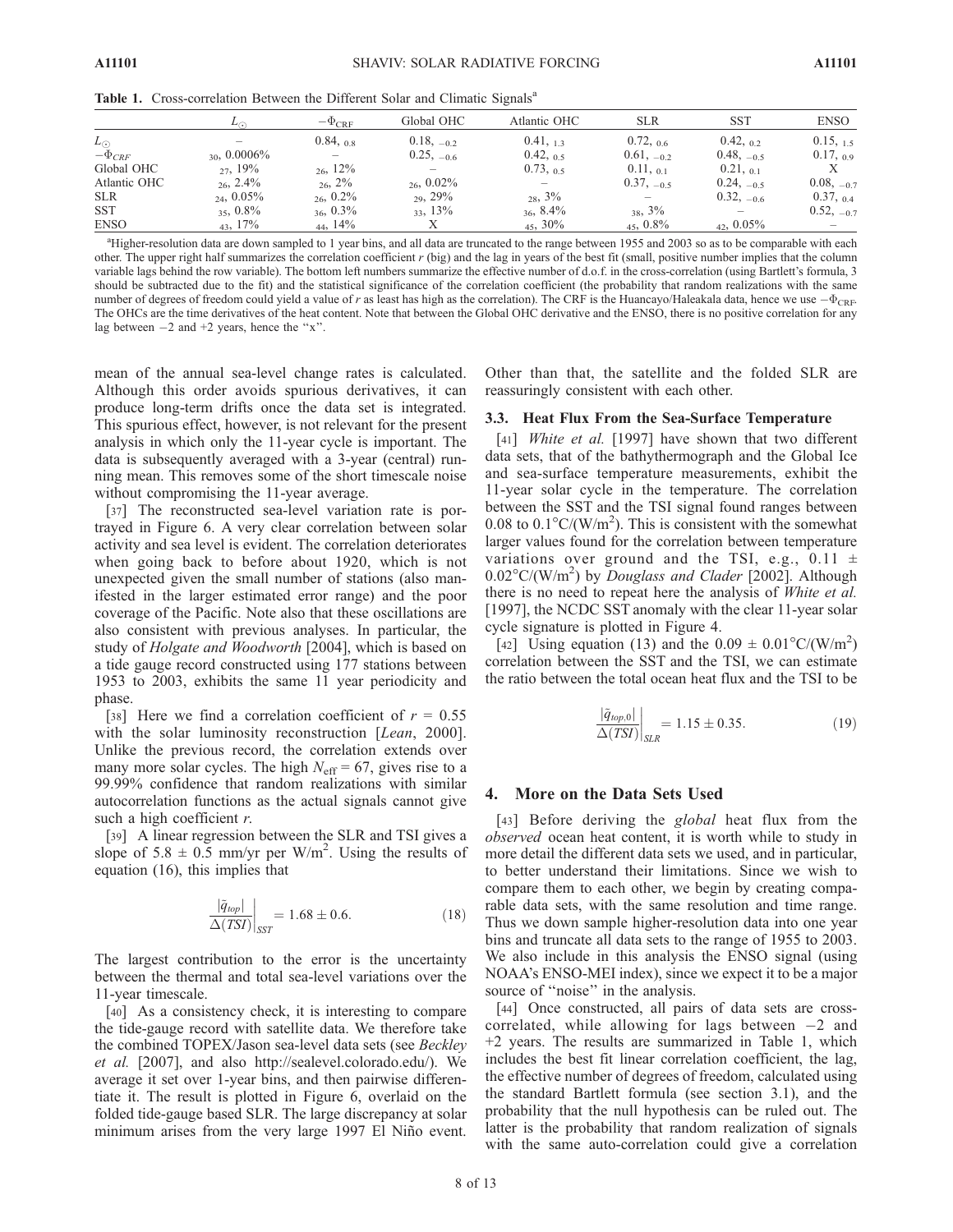**Table 1.** Cross-correlation Between the Different Solar and Climatic Signals[a]

| | $L_\odot$ | $-\Phi_{CRF}$ | Global OHC | Atlantic OHC | SLR | SST | ENSO |
|---|---|---|---|---|---|---|---|
| $L_\odot$ | – | $0.84,\ _{0.8}$ | $0.18,\ _{-0.2}$ | $0.41,\ _{1.3}$ | $0.72,\ _{0.6}$ | $0.42,\ _{0.2}$ | $0.15,\ _{1.5}$ |
| $-\Phi_{CRF}$ | $_{30},\ 0.0006\%$ | – | $0.25,\ _{-0.6}$ | $0.42,\ _{0.5}$ | $0.61,\ _{-0.2}$ | $0.48,\ _{-0.5}$ | $0.17,\ _{0.9}$ |
| Global OHC | $_{27},\ 19\%$ | $_{26},\ 12\%$ | – | $0.73,\ _{0.5}$ | $0.11,\ _{0.1}$ | $0.21,\ _{0.1}$ | X |
| Atlantic OHC | $_{26},\ 2.4\%$ | $_{26},\ 2\%$ | $_{26},\ 0.02\%$ | – | $0.37,\ _{-0.5}$ | $0.24,\ _{-0.5}$ | $0.08,\ _{-0.7}$ |
| SLR | $_{24},\ 0.05\%$ | $_{26},\ 0.2\%$ | $_{29},\ 29\%$ | $_{28},\ 3\%$ | – | $0.32,\ _{-0.6}$ | $0.37,\ _{0.4}$ |
| SST | $_{35},\ 0.8\%$ | $_{36},\ 0.3\%$ | $_{33},\ 13\%$ | $_{36},\ 8.4\%$ | $_{38},\ 3\%$ | – | $0.52,\ _{-0.7}$ |
| ENSO | $_{43},\ 17\%$ | $_{44},\ 14\%$ | X | $_{45},\ 30\%$ | $_{45},\ 0.8\%$ | $_{42},\ 0.05\%$ | – |

[a]Higher-resolution data are down sampled to 1 year bins, and all data are truncated to the range between 1955 and 2003 so as to be comparable with each other. The upper right half summarizes the correlation coefficient $r$ (big) and the lag in years of the best fit (small, positive number implies that the column variable lags behind the row variable). The bottom left numbers summarize the effective number of d.o.f. in the cross-correlation (using Bartlett's formula, 3 should be subtracted due to the fit) and the statistical significance of the correlation coefficient (the probability that random realizations with the same number of degrees of freedom could yield a value of $r$ as least has high as the correlation). The CRF is the Huancayo/Haleakala data, hence we use $-\Phi_{CRF}$. The OHCs are the time derivatives of the heat content. Note that between the Global OHC derivative and the ENSO, there is no positive correlation for any lag between −2 and +2 years, hence the "x".

mean of the annual sea-level change rates is calculated. Although this order avoids spurious derivatives, it can produce long-term drifts once the data set is integrated. This spurious effect, however, is not relevant for the present analysis in which only the 11-year cycle is important. The data is subsequently averaged with a 3-year (central) running mean. This removes some of the short timescale noise without compromising the 11-year average.

[37] The reconstructed sea-level variation rate is portrayed in Figure 6. A very clear correlation between solar activity and sea level is evident. The correlation deteriorates when going back to before about 1920, which is not unexpected given the small number of stations (also manifested in the larger estimated error range) and the poor coverage of the Pacific. Note also that these oscillations are also consistent with previous analyses. In particular, the study of *Holgate and Woodworth* [2004], which is based on a tide gauge record constructed using 177 stations between 1953 to 2003, exhibits the same 11 year periodicity and phase.

[38] Here we find a correlation coefficient of $r = 0.55$ with the solar luminosity reconstruction [*Lean*, 2000]. Unlike the previous record, the correlation extends over many more solar cycles. The high $N_{\text{eff}} = 67$, gives rise to a 99.99% confidence that random realizations with similar autocorrelation functions as the actual signals cannot give such a high coefficient $r$.

[39] A linear regression between the SLR and TSI gives a slope of $5.8 \pm 0.5$ mm/yr per W/m$^2$. Using the results of equation (16), this implies that

$$\left.\frac{|\tilde{q}_{top}|}{\Delta(TSI)}\right|_{SST} = 1.68 \pm 0.6. \tag{18}$$

The largest contribution to the error is the uncertainty between the thermal and total sea-level variations over the 11-year timescale.

[40] As a consistency check, it is interesting to compare the tide-gauge record with satellite data. We therefore take the combined TOPEX/Jason sea-level data sets (see *Beckley et al.* [2007], and also http://sealevel.colorado.edu/). We average it set over 1-year bins, and then pairwise differentiate it. The result is plotted in Figure 6, overlaid on the folded tide-gauge based SLR. The large discrepancy at solar minimum arises from the very large 1997 El Niño event. Other than that, the satellite and the folded SLR are reassuringly consistent with each other.

### 3.3. Heat Flux From the Sea-Surface Temperature

[41] *White et al.* [1997] have shown that two different data sets, that of the bathythermograph and the Global Ice and sea-surface temperature measurements, exhibit the 11-year solar cycle in the temperature. The correlation between the SST and the TSI signal found ranges between 0.08 to 0.1°C/(W/m$^2$). This is consistent with the somewhat larger values found for the correlation between temperature variations over ground and the TSI, e.g., $0.11 \pm 0.02$°C/(W/m$^2$) by *Douglass and Clader* [2002]. Although there is no need to repeat here the analysis of *White et al.* [1997], the NCDC SST anomaly with the clear 11-year solar cycle signature is plotted in Figure 4.

[42] Using equation (13) and the $0.09 \pm 0.01$°C/(W/m$^2$) correlation between the SST and the TSI, we can estimate the ratio between the total ocean heat flux and the TSI to be

$$\left.\frac{|\tilde{q}_{top,0}|}{\Delta(TSI)}\right|_{SLR} = 1.15 \pm 0.35. \tag{19}$$

## 4. More on the Data Sets Used

[43] Before deriving the *global* heat flux from the *observed* ocean heat content, it is worth while to study in more detail the different data sets we used, and in particular, to better understand their limitations. Since we wish to compare them to each other, we begin by creating comparable data sets, with the same resolution and time range. Thus we down sample higher-resolution data into one year bins and truncate all data sets to the range of 1955 to 2003. We also include in this analysis the ENSO signal (using NOAA's ENSO-MEI index), since we expect it to be a major source of "noise" in the analysis.

[44] Once constructed, all pairs of data sets are cross-correlated, while allowing for lags between −2 and +2 years. The results are summarized in Table 1, which includes the best fit linear correlation coefficient, the lag, the effective number of degrees of freedom, calculated using the standard Bartlett formula (see section 3.1), and the probability that the null hypothesis can be ruled out. The latter is the probability that random realization of signals with the same auto-correlation could give a correlation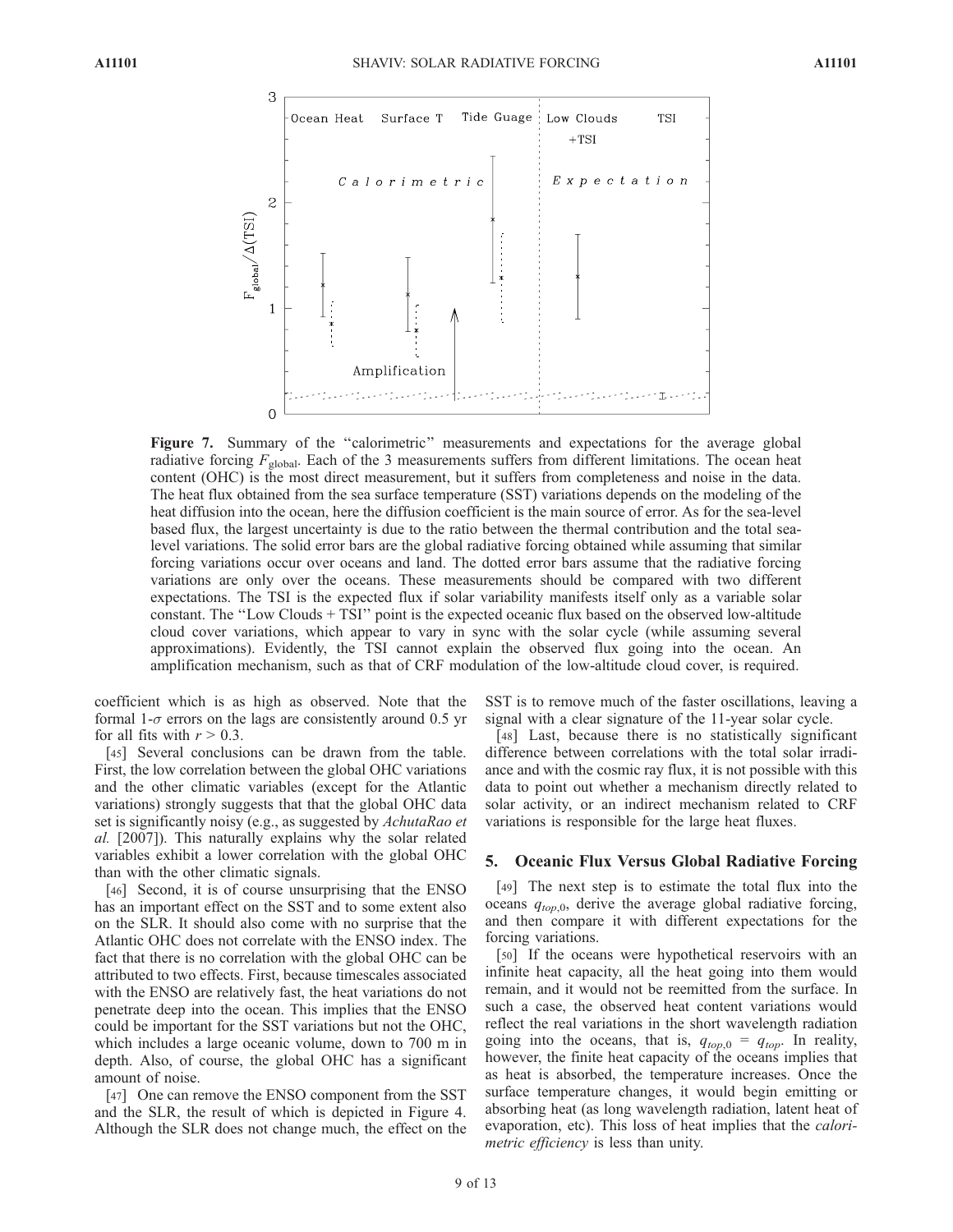3

Ocean Heat   Surface T   Tide Guage   Low Clouds +TSI   TSI

Calorimetric   Expectation

2

$F_{global}/\Delta(TSI)$

1

Amplification

0

**Figure 7.** Summary of the "calorimetric" measurements and expectations for the average global radiative forcing $F_{global}$. Each of the 3 measurements suffers from different limitations. The ocean heat content (OHC) is the most direct measurement, but it suffers from completeness and noise in the data. The heat flux obtained from the sea surface temperature (SST) variations depends on the modeling of the heat diffusion into the ocean, here the diffusion coefficient is the main source of error. As for the sea-level based flux, the largest uncertainty is due to the ratio between the thermal contribution and the total sea-level variations. The solid error bars are the global radiative forcing obtained while assuming that similar forcing variations occur over oceans and land. The dotted error bars assume that the radiative forcing variations are only over the oceans. These measurements should be compared with two different expectations. The TSI is the expected flux if solar variability manifests itself only as a variable solar constant. The "Low Clouds + TSI" point is the expected oceanic flux based on the observed low-altitude cloud cover variations, which appear to vary in sync with the solar cycle (while assuming several approximations). Evidently, the TSI cannot explain the observed flux going into the ocean. An amplification mechanism, such as that of CRF modulation of the low-altitude cloud cover, is required.

coefficient which is as high as observed. Note that the formal 1-$\sigma$ errors on the lags are consistently around 0.5 yr for all fits with $r > 0.3$.

[45] Several conclusions can be drawn from the table. First, the low correlation between the global OHC variations and the other climatic variables (except for the Atlantic variations) strongly suggests that that the global OHC data set is significantly noisy (e.g., as suggested by *AchutaRao et al.* [2007]). This naturally explains why the solar related variables exhibit a lower correlation with the global OHC than with the other climatic signals.

[46] Second, it is of course unsurprising that the ENSO has an important effect on the SST and to some extent also on the SLR. It should also come with no surprise that the Atlantic OHC does not correlate with the ENSO index. The fact that there is no correlation with the global OHC can be attributed to two effects. First, because timescales associated with the ENSO are relatively fast, the heat variations do not penetrate deep into the ocean. This implies that the ENSO could be important for the SST variations but not the OHC, which includes a large oceanic volume, down to 700 m in depth. Also, of course, the global OHC has a significant amount of noise.

[47] One can remove the ENSO component from the SST and the SLR, the result of which is depicted in Figure 4. Although the SLR does not change much, the effect on the SST is to remove much of the faster oscillations, leaving a signal with a clear signature of the 11-year solar cycle.

[48] Last, because there is no statistically significant difference between correlations with the total solar irradiance and with the cosmic ray flux, it is not possible with this data to point out whether a mechanism directly related to solar activity, or an indirect mechanism related to CRF variations is responsible for the large heat fluxes.

## 5. Oceanic Flux Versus Global Radiative Forcing

[49] The next step is to estimate the total flux into the oceans $q_{top,0}$, derive the average global radiative forcing, and then compare it with different expectations for the forcing variations.

[50] If the oceans were hypothetical reservoirs with an infinite heat capacity, all the heat going into them would remain, and it would not be reemitted from the surface. In such a case, the observed heat content variations would reflect the real variations in the short wavelength radiation going into the oceans, that is, $q_{top,0} = q_{top}$. In reality, however, the finite heat capacity of the oceans implies that as heat is absorbed, the temperature increases. Once the surface temperature changes, it would begin emitting or absorbing heat (as long wavelength radiation, latent heat of evaporation, etc). This loss of heat implies that the *calorimetric efficiency* is less than unity.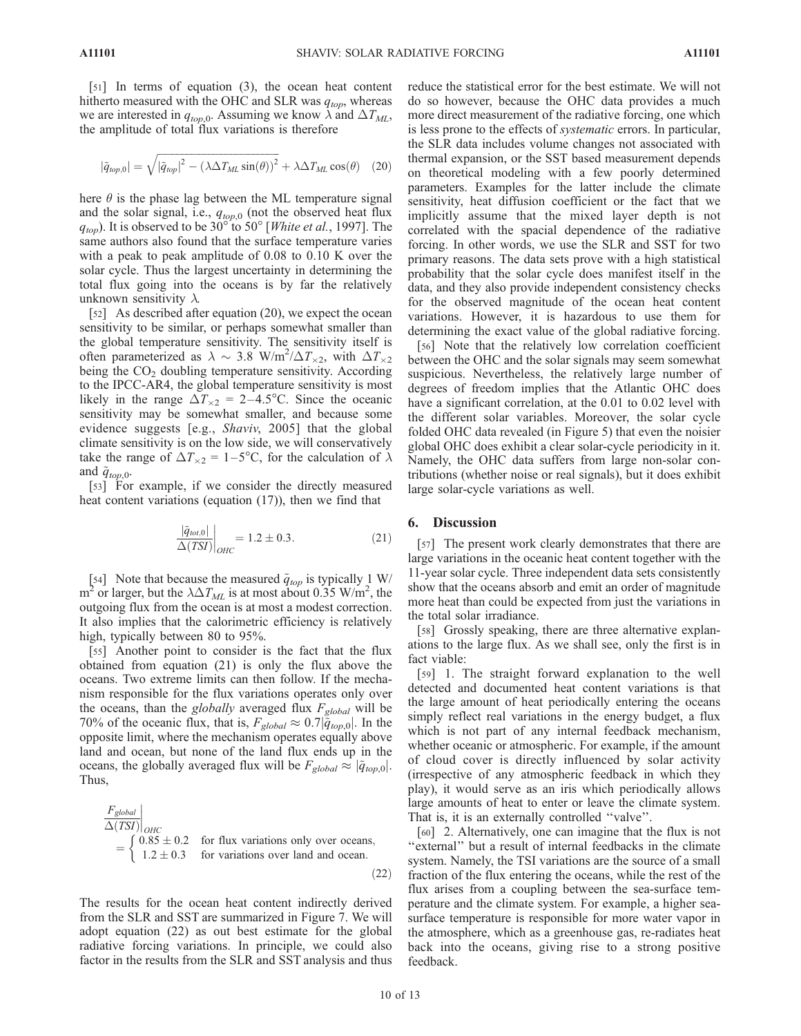[51] In terms of equation (3), the ocean heat content hitherto measured with the OHC and SLR was $q_{top}$, whereas we are interested in $q_{top,0}$. Assuming we know $\lambda$ and $\Delta T_{ML}$, the amplitude of total flux variations is therefore

$$|\tilde{q}_{top,0}| = \sqrt{|\tilde{q}_{top}|^2 - (\lambda \Delta T_{ML} \sin(\theta))^2} + \lambda \Delta T_{ML} \cos(\theta) \quad (20)$$

here $\theta$ is the phase lag between the ML temperature signal and the solar signal, i.e., $q_{top,0}$ (not the observed heat flux $q_{top}$). It is observed to be 30° to 50° [*White et al.*, 1997]. The same authors also found that the surface temperature varies with a peak to peak amplitude of 0.08 to 0.10 K over the solar cycle. Thus the largest uncertainty in determining the total flux going into the oceans is by far the relatively unknown sensitivity $\lambda$.

[52] As described after equation (20), we expect the ocean sensitivity to be similar, or perhaps somewhat smaller than the global temperature sensitivity. The sensitivity itself is often parameterized as $\lambda \sim 3.8$ W/m$^2$/$\Delta T_{\times 2}$, with $\Delta T_{\times 2}$ being the $CO_2$ doubling temperature sensitivity. According to the IPCC-AR4, the global temperature sensitivity is most likely in the range $\Delta T_{\times 2}$ = 2–4.5°C. Since the oceanic sensitivity may be somewhat smaller, and because some evidence suggests [e.g., *Shaviv*, 2005] that the global climate sensitivity is on the low side, we will conservatively take the range of $\Delta T_{\times 2}$ = 1–5°C, for the calculation of $\lambda$ and $\tilde{q}_{top,0}$.

[53] For example, if we consider the directly measured heat content variations (equation (17)), then we find that

$$\left.\frac{|\tilde{q}_{tot,0}|}{\Delta(TSI)}\right|_{OHC} = 1.2 \pm 0.3. \quad (21)$$

[54] Note that because the measured $\tilde{q}_{top}$ is typically 1 W/m$^2$ or larger, but the $\lambda \Delta T_{ML}$ is at most about 0.35 W/m$^2$, the outgoing flux from the ocean is at most a modest correction. It also implies that the calorimetric efficiency is relatively high, typically between 80 to 95%.

[55] Another point to consider is the fact that the flux obtained from equation (21) is only the flux above the oceans. Two extreme limits can then follow. If the mechanism responsible for the flux variations operates only over the oceans, than the *globally* averaged flux $F_{global}$ will be 70% of the oceanic flux, that is, $F_{global} \approx 0.7|\tilde{q}_{top,0}|$. In the opposite limit, where the mechanism operates equally above land and ocean, but none of the land flux ends up in the oceans, the globally averaged flux will be $F_{global} \approx |\tilde{q}_{top,0}|$. Thus,

$$\left.\frac{F_{global}}{\Delta(TSI)}\right|_{OHC} = \begin{cases} 0.85 \pm 0.2 & \text{for flux variations only over oceans,} \\ 1.2 \pm 0.3 & \text{for variations over land and ocean.} \end{cases} \quad (22)$$

The results for the ocean heat content indirectly derived from the SLR and SST are summarized in Figure 7. We will adopt equation (22) as out best estimate for the global radiative forcing variations. In principle, we could also factor in the results from the SLR and SST analysis and thus reduce the statistical error for the best estimate. We will not do so however, because the OHC data provides a much more direct measurement of the radiative forcing, one which is less prone to the effects of *systematic* errors. In particular, the SLR data includes volume changes not associated with thermal expansion, or the SST based measurement depends on theoretical modeling with a few poorly determined parameters. Examples for the latter include the climate sensitivity, heat diffusion coefficient or the fact that we implicitly assume that the mixed layer depth is not correlated with the spacial dependence of the radiative forcing. In other words, we use the SLR and SST for two primary reasons. The data sets prove with a high statistical probability that the solar cycle does manifest itself in the data, and they also provide independent consistency checks for the observed magnitude of the ocean heat content variations. However, it is hazardous to use them for determining the exact value of the global radiative forcing.

[56] Note that the relatively low correlation coefficient between the OHC and the solar signals may seem somewhat suspicious. Nevertheless, the relatively large number of degrees of freedom implies that the Atlantic OHC does have a significant correlation, at the 0.01 to 0.02 level with the different solar variables. Moreover, the solar cycle folded OHC data revealed (in Figure 5) that even the noisier global OHC does exhibit a clear solar-cycle periodicity in it. Namely, the OHC data suffers from large non-solar contributions (whether noise or real signals), but it does exhibit large solar-cycle variations as well.

## 6. Discussion

[57] The present work clearly demonstrates that there are large variations in the oceanic heat content together with the 11-year solar cycle. Three independent data sets consistently show that the oceans absorb and emit an order of magnitude more heat than could be expected from just the variations in the total solar irradiance.

[58] Grossly speaking, there are three alternative explanations to the large flux. As we shall see, only the first is in fact viable:

[59] 1. The straight forward explanation to the well detected and documented heat content variations is that the large amount of heat periodically entering the oceans simply reflect real variations in the energy budget, a flux which is not part of any internal feedback mechanism, whether oceanic or atmospheric. For example, if the amount of cloud cover is directly influenced by solar activity (irrespective of any atmospheric feedback in which they play), it would serve as an iris which periodically allows large amounts of heat to enter or leave the climate system. That is, it is an externally controlled "valve".

[60] 2. Alternatively, one can imagine that the flux is not "external" but a result of internal feedbacks in the climate system. Namely, the TSI variations are the source of a small fraction of the flux entering the oceans, while the rest of the flux arises from a coupling between the sea-surface temperature and the climate system. For example, a higher sea-surface temperature is responsible for more water vapor in the atmosphere, which as a greenhouse gas, re-radiates heat back into the oceans, giving rise to a strong positive feedback.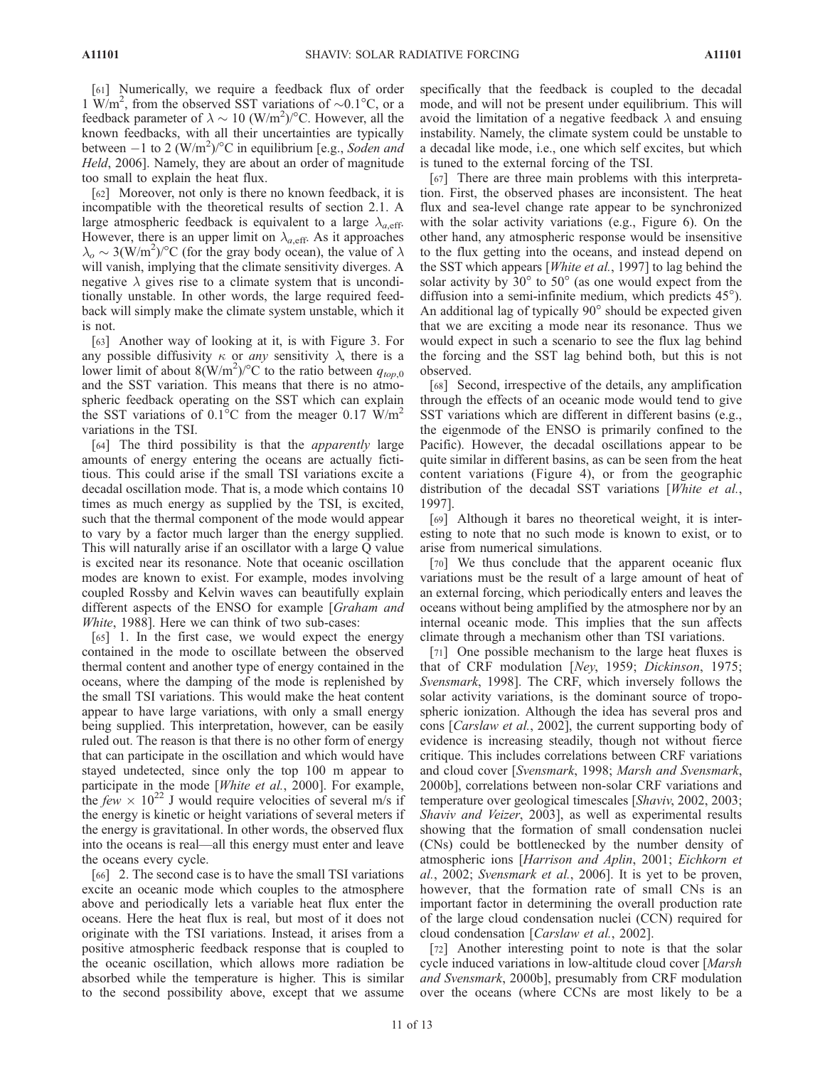[61] Numerically, we require a feedback flux of order 1 W/m$^2$, from the observed SST variations of $\sim$0.1°C, or a feedback parameter of $\lambda \sim 10$ (W/m$^2$)/°C. However, all the known feedbacks, with all their uncertainties are typically between $-1$ to 2 (W/m$^2$)/°C in equilibrium [e.g., *Soden and Held*, 2006]. Namely, they are about an order of magnitude too small to explain the heat flux.

[62] Moreover, not only is there no known feedback, it is incompatible with the theoretical results of section 2.1. A large atmospheric feedback is equivalent to a large $\lambda_{a,\text{eff}}$. However, there is an upper limit on $\lambda_{a,\text{eff}}$. As it approaches $\lambda_o \sim 3$(W/m$^2$)/°C (for the gray body ocean), the value of $\lambda$ will vanish, implying that the climate sensitivity diverges. A negative $\lambda$ gives rise to a climate system that is unconditionally unstable. In other words, the large required feedback will simply make the climate system unstable, which it is not.

[63] Another way of looking at it, is with Figure 3. For any possible diffusivity $\kappa$ or *any* sensitivity $\lambda$, there is a lower limit of about 8(W/m$^2$)/°C to the ratio between $q_{top,0}$ and the SST variation. This means that there is no atmospheric feedback operating on the SST which can explain the SST variations of 0.1°C from the meager 0.17 W/m$^2$ variations in the TSI.

[64] The third possibility is that the *apparently* large amounts of energy entering the oceans are actually fictitious. This could arise if the small TSI variations excite a decadal oscillation mode. That is, a mode which contains 10 times as much energy as supplied by the TSI, is excited, such that the thermal component of the mode would appear to vary by a factor much larger than the energy supplied. This will naturally arise if an oscillator with a large Q value is excited near its resonance. Note that oceanic oscillation modes are known to exist. For example, modes involving coupled Rossby and Kelvin waves can beautifully explain different aspects of the ENSO for example [*Graham and White*, 1988]. Here we can think of two sub-cases:

[65] 1. In the first case, we would expect the energy contained in the mode to oscillate between the observed thermal content and another type of energy contained in the oceans, where the damping of the mode is replenished by the small TSI variations. This would make the heat content appear to have large variations, with only a small energy being supplied. This interpretation, however, can be easily ruled out. The reason is that there is no other form of energy that can participate in the oscillation and which would have stayed undetected, since only the top 100 m appear to participate in the mode [*White et al.*, 2000]. For example, the *few* $\times 10^{22}$ J would require velocities of several m/s if the energy is kinetic or height variations of several meters if the energy is gravitational. In other words, the observed flux into the oceans is real—all this energy must enter and leave the oceans every cycle.

[66] 2. The second case is to have the small TSI variations excite an oceanic mode which couples to the atmosphere above and periodically lets a variable heat flux enter the oceans. Here the heat flux is real, but most of it does not originate with the TSI variations. Instead, it arises from a positive atmospheric feedback response that is coupled to the oceanic oscillation, which allows more radiation be absorbed while the temperature is higher. This is similar to the second possibility above, except that we assume specifically that the feedback is coupled to the decadal mode, and will not be present under equilibrium. This will avoid the limitation of a negative feedback $\lambda$ and ensuing instability. Namely, the climate system could be unstable to a decadal like mode, i.e., one which self excites, but which is tuned to the external forcing of the TSI.

[67] There are three main problems with this interpretation. First, the observed phases are inconsistent. The heat flux and sea-level change rate appear to be synchronized with the solar activity variations (e.g., Figure 6). On the other hand, any atmospheric response would be insensitive to the flux getting into the oceans, and instead depend on the SST which appears [*White et al.*, 1997] to lag behind the solar activity by 30° to 50° (as one would expect from the diffusion into a semi-infinite medium, which predicts 45°). An additional lag of typically 90° should be expected given that we are exciting a mode near its resonance. Thus we would expect in such a scenario to see the flux lag behind the forcing and the SST lag behind both, but this is not observed.

[68] Second, irrespective of the details, any amplification through the effects of an oceanic mode would tend to give SST variations which are different in different basins (e.g., the eigenmode of the ENSO is primarily confined to the Pacific). However, the decadal oscillations appear to be quite similar in different basins, as can be seen from the heat content variations (Figure 4), or from the geographic distribution of the decadal SST variations [*White et al.*, 1997].

[69] Although it bares no theoretical weight, it is interesting to note that no such mode is known to exist, or to arise from numerical simulations.

[70] We thus conclude that the apparent oceanic flux variations must be the result of a large amount of heat of an external forcing, which periodically enters and leaves the oceans without being amplified by the atmosphere nor by an internal oceanic mode. This implies that the sun affects climate through a mechanism other than TSI variations.

[71] One possible mechanism to the large heat fluxes is that of CRF modulation [*Ney*, 1959; *Dickinson*, 1975; *Svensmark*, 1998]. The CRF, which inversely follows the solar activity variations, is the dominant source of tropospheric ionization. Although the idea has several pros and cons [*Carslaw et al.*, 2002], the current supporting body of evidence is increasing steadily, though not without fierce critique. This includes correlations between CRF variations and cloud cover [*Svensmark*, 1998; *Marsh and Svensmark*, 2000b], correlations between non-solar CRF variations and temperature over geological timescales [*Shaviv*, 2002, 2003; *Shaviv and Veizer*, 2003], as well as experimental results showing that the formation of small condensation nuclei (CNs) could be bottlenecked by the number density of atmospheric ions [*Harrison and Aplin*, 2001; *Eichkorn et al.*, 2002; *Svensmark et al.*, 2006]. It is yet to be proven, however, that the formation rate of small CNs is an important factor in determining the overall production rate of the large cloud condensation nuclei (CCN) required for cloud condensation [*Carslaw et al.*, 2002].

[72] Another interesting point to note is that the solar cycle induced variations in low-altitude cloud cover [*Marsh and Svensmark*, 2000b], presumably from CRF modulation over the oceans (where CCNs are most likely to be a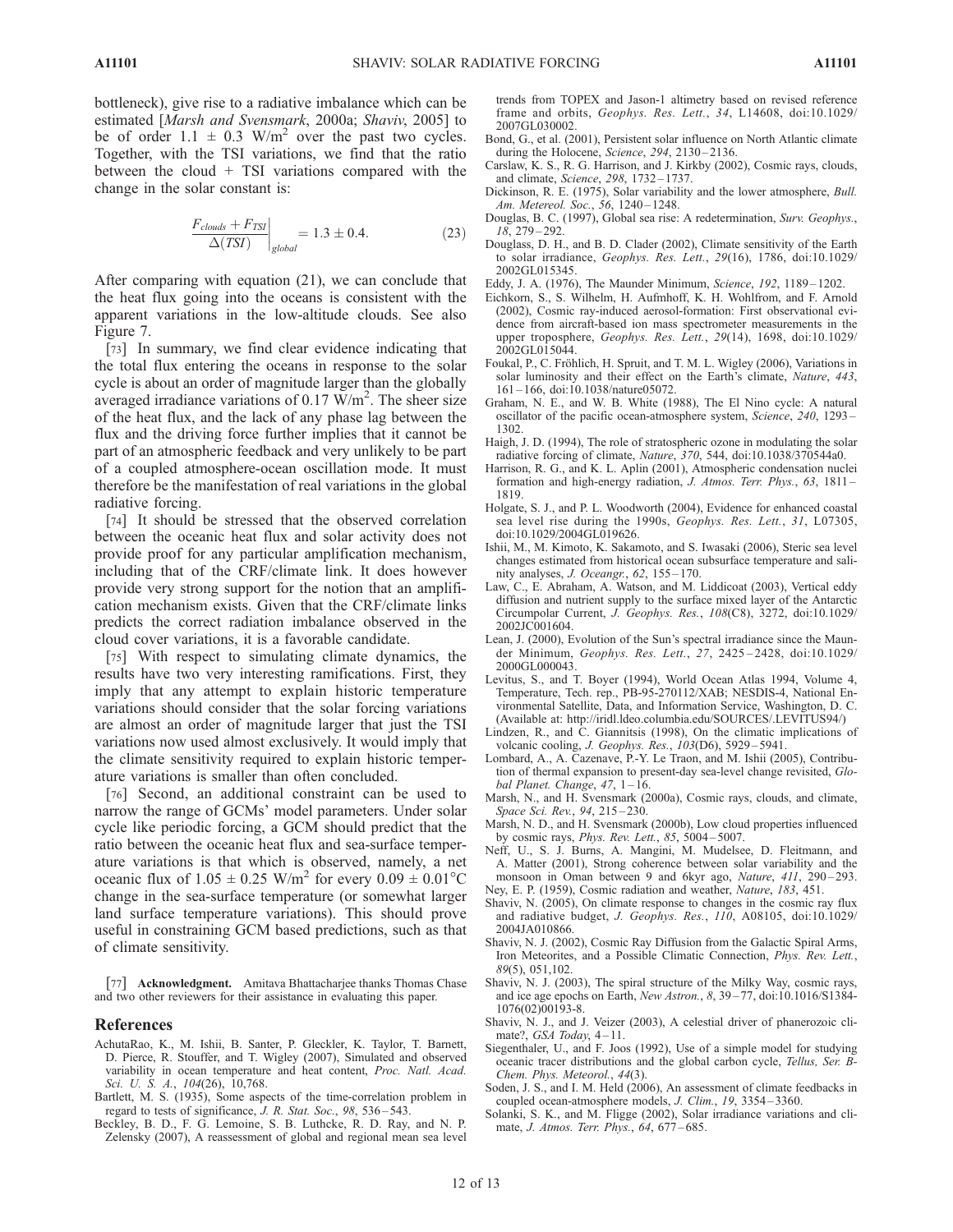bottleneck), give rise to a radiative imbalance which can be estimated [*Marsh and Svensmark*, 2000a; *Shaviv*, 2005] to be of order $1.1 \pm 0.3$ W/m$^2$ over the past two cycles. Together, with the TSI variations, we find that the ratio between the cloud + TSI variations compared with the change in the solar constant is:

$$\left.\frac{F_{clouds} + F_{TSI}}{\Delta(TSI)}\right|_{global} = 1.3 \pm 0.4. \tag{23}$$

After comparing with equation (21), we can conclude that the heat flux going into the oceans is consistent with the apparent variations in the low-altitude clouds. See also Figure 7.

[73] In summary, we find clear evidence indicating that the total flux entering the oceans in response to the solar cycle is about an order of magnitude larger than the globally averaged irradiance variations of 0.17 W/m$^2$. The sheer size of the heat flux, and the lack of any phase lag between the flux and the driving force further implies that it cannot be part of an atmospheric feedback and very unlikely to be part of a coupled atmosphere-ocean oscillation mode. It must therefore be the manifestation of real variations in the global radiative forcing.

[74] It should be stressed that the observed correlation between the oceanic heat flux and solar activity does not provide proof for any particular amplification mechanism, including that of the CRF/climate link. It does however provide very strong support for the notion that an amplification mechanism exists. Given that the CRF/climate links predicts the correct radiation imbalance observed in the cloud cover variations, it is a favorable candidate.

[75] With respect to simulating climate dynamics, the results have two very interesting ramifications. First, they imply that any attempt to explain historic temperature variations should consider that the solar forcing variations are almost an order of magnitude larger that just the TSI variations now used almost exclusively. It would imply that the climate sensitivity required to explain historic temperature variations is smaller than often concluded.

[76] Second, an additional constraint can be used to narrow the range of GCMs' model parameters. Under solar cycle like periodic forcing, a GCM should predict that the ratio between the oceanic heat flux and sea-surface temperature variations is that which is observed, namely, a net oceanic flux of $1.05 \pm 0.25$ W/m$^2$ for every $0.09 \pm 0.01$°C change in the sea-surface temperature (or somewhat larger land surface temperature variations). This should prove useful in constraining GCM based predictions, such as that of climate sensitivity.

[77] **Acknowledgment.** Amitava Bhattacharjee thanks Thomas Chase and two other reviewers for their assistance in evaluating this paper.

## References

AchutaRao, K., M. Ishii, B. Santer, P. Gleckler, K. Taylor, T. Barnett, D. Pierce, R. Stouffer, and T. Wigley (2007), Simulated and observed variability in ocean temperature and heat content, *Proc. Natl. Acad. Sci. U. S. A.*, *104*(26), 10,768.

Bartlett, M. S. (1935), Some aspects of the time-correlation problem in regard to tests of significance, *J. R. Stat. Soc.*, *98*, 536–543.

Beckley, B. D., F. G. Lemoine, S. B. Luthcke, R. D. Ray, and N. P. Zelensky (2007), A reassessment of global and regional mean sea level trends from TOPEX and Jason-1 altimetry based on revised reference frame and orbits, *Geophys. Res. Lett.*, *34*, L14608, doi:10.1029/2007GL030002.

Bond, G., et al. (2001), Persistent solar influence on North Atlantic climate during the Holocene, *Science*, *294*, 2130–2136.

Carslaw, K. S., R. G. Harrison, and J. Kirkby (2002), Cosmic rays, clouds, and climate, *Science*, *298*, 1732–1737.

Dickinson, R. E. (1975), Solar variability and the lower atmosphere, *Bull. Am. Metereol. Soc.*, *56*, 1240–1248.

Douglas, B. C. (1997), Global sea rise: A redetermination, *Surv. Geophys.*, *18*, 279–292.

Douglass, D. H., and B. D. Clader (2002), Climate sensitivity of the Earth to solar irradiance, *Geophys. Res. Lett.*, *29*(16), 1786, doi:10.1029/2002GL015345.

Eddy, J. A. (1976), The Maunder Minimum, *Science*, *192*, 1189–1202.

Eichkorn, S., S. Wilhelm, H. Aufmhoff, K. H. Wohlfrom, and F. Arnold (2002), Cosmic ray-induced aerosol-formation: First observational evidence from aircraft-based ion mass spectrometer measurements in the upper troposphere, *Geophys. Res. Lett.*, *29*(14), 1698, doi:10.1029/2002GL015044.

Foukal, P., C. Fröhlich, H. Spruit, and T. M. L. Wigley (2006), Variations in solar luminosity and their effect on the Earth's climate, *Nature*, *443*, 161–166, doi:10.1038/nature05072.

Graham, N. E., and W. B. White (1988), The El Nino cycle: A natural oscillator of the pacific ocean-atmosphere system, *Science*, *240*, 1293–1302.

Haigh, J. D. (1994), The role of stratospheric ozone in modulating the solar radiative forcing of climate, *Nature*, *370*, 544, doi:10.1038/370544a0.

Harrison, R. G., and K. L. Aplin (2001), Atmospheric condensation nuclei formation and high-energy radiation, *J. Atmos. Terr. Phys.*, *63*, 1811–1819.

Holgate, S. J., and P. L. Woodworth (2004), Evidence for enhanced coastal sea level rise during the 1990s, *Geophys. Res. Lett.*, *31*, L07305, doi:10.1029/2004GL019626.

Ishii, M., M. Kimoto, K. Sakamoto, and S. Iwasaki (2006), Steric sea level changes estimated from historical ocean subsurface temperature and salinity analyses, *J. Oceangr.*, *62*, 155–170.

Law, C., E. Abraham, A. Watson, and M. Liddicoat (2003), Vertical eddy diffusion and nutrient supply to the surface mixed layer of the Antarctic Circumpolar Current, *J. Geophys. Res.*, *108*(C8), 3272, doi:10.1029/2002JC001604.

Lean, J. (2000), Evolution of the Sun's spectral irradiance since the Maunder Minimum, *Geophys. Res. Lett.*, *27*, 2425–2428, doi:10.1029/2000GL000043.

Levitus, S., and T. Boyer (1994), World Ocean Atlas 1994, Volume 4, Temperature, Tech. rep., PB-95-270112/XAB; NESDIS-4, National Environmental Satellite, Data, and Information Service, Washington, D. C. (Available at: http://iridl.ldeo.columbia.edu/SOURCES/.LEVITUS94/)

Lindzen, R., and C. Giannitsis (1998), On the climatic implications of volcanic cooling, *J. Geophys. Res.*, *103*(D6), 5929–5941.

Lombard, A., A. Cazenave, P.-Y. Le Traon, and M. Ishii (2005), Contribution of thermal expansion to present-day sea-level change revisited, *Global Planet. Change*, *47*, 1–16.

Marsh, N., and H. Svensmark (2000a), Cosmic rays, clouds, and climate, *Space Sci. Rev.*, *94*, 215–230.

Marsh, N. D., and H. Svensmark (2000b), Low cloud properties influenced by cosmic rays, *Phys. Rev. Lett.*, *85*, 5004–5007.

Neff, U., S. J. Burns, A. Mangini, M. Mudelsee, D. Fleitmann, and A. Matter (2001), Strong coherence between solar variability and the monsoon in Oman between 9 and 6kyr ago, *Nature*, *411*, 290–293.

Ney, E. P. (1959), Cosmic radiation and weather, *Nature*, *183*, 451.

Shaviv, N. (2005), On climate response to changes in the cosmic ray flux and radiative budget, *J. Geophys. Res.*, *110*, A08105, doi:10.1029/2004JA010866.

Shaviv, N. J. (2002), Cosmic Ray Diffusion from the Galactic Spiral Arms, Iron Meteorites, and a Possible Climatic Connection, *Phys. Rev. Lett.*, *89*(5), 051,102.

Shaviv, N. J. (2003), The spiral structure of the Milky Way, cosmic rays, and ice age epochs on Earth, *New Astron.*, *8*, 39–77, doi:10.1016/S1384-1076(02)00193-8.

Shaviv, N. J., and J. Veizer (2003), A celestial driver of phanerozoic climate?, *GSA Today*, 4–11.

Siegenthaler, U., and F. Joos (1992), Use of a simple model for studying oceanic tracer distributions and the global carbon cycle, *Tellus, Ser. B-Chem. Phys. Meteorol.*, *44*(3).

Soden, J. S., and I. M. Held (2006), An assessment of climate feedbacks in coupled ocean-atmosphere models, *J. Clim.*, *19*, 3354–3360.

Solanki, S. K., and M. Fligge (2002), Solar irradiance variations and climate, *J. Atmos. Terr. Phys.*, *64*, 677–685.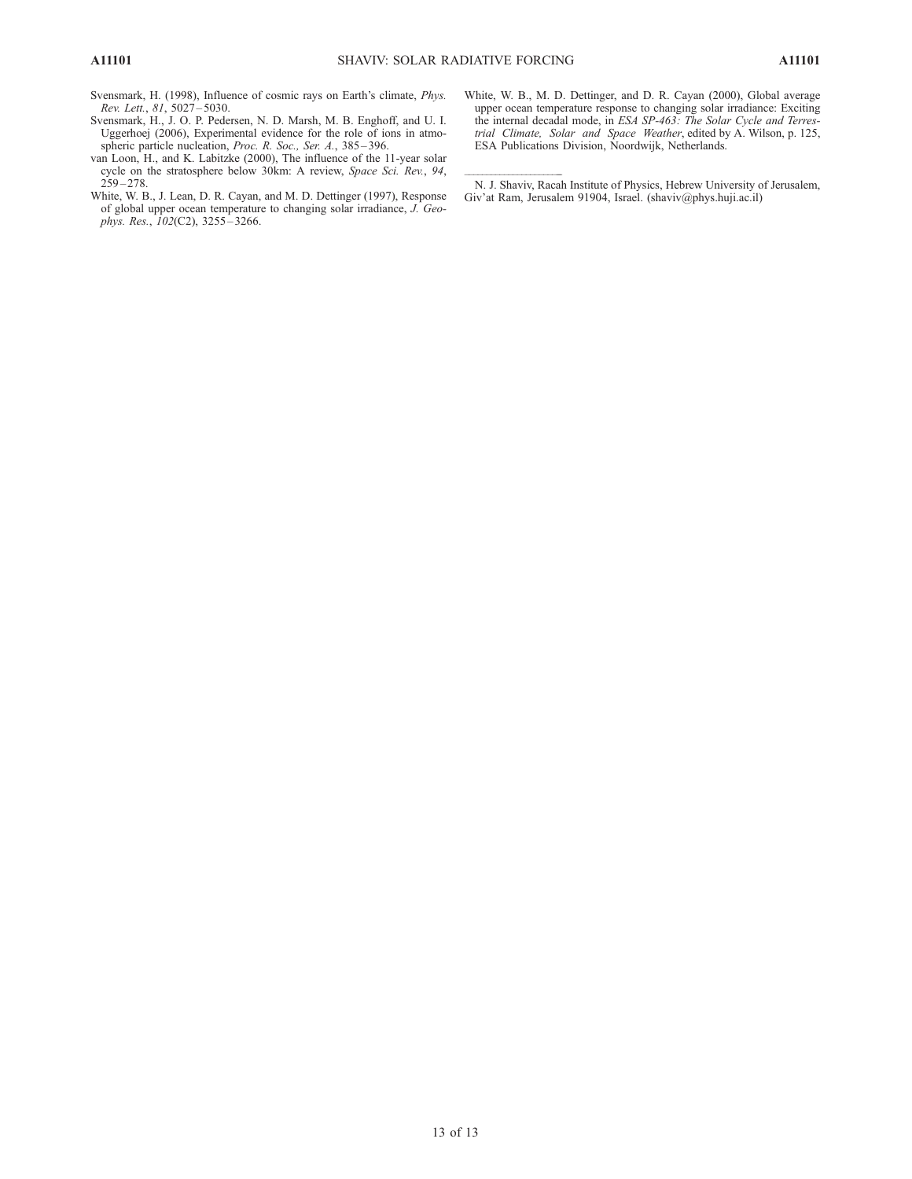Svensmark, H. (1998), Influence of cosmic rays on Earth's climate, *Phys. Rev. Lett.*, *81*, 5027–5030.

Svensmark, H., J. O. P. Pedersen, N. D. Marsh, M. B. Enghoff, and U. I. Uggerhoej (2006), Experimental evidence for the role of ions in atmospheric particle nucleation, *Proc. R. Soc., Ser. A.*, 385–396.

van Loon, H., and K. Labitzke (2000), The influence of the 11-year solar cycle on the stratosphere below 30km: A review, *Space Sci. Rev.*, *94*, 259–278.

White, W. B., J. Lean, D. R. Cayan, and M. D. Dettinger (1997), Response of global upper ocean temperature to changing solar irradiance, *J. Geophys. Res.*, *102*(C2), 3255–3266.

White, W. B., M. D. Dettinger, and D. R. Cayan (2000), Global average upper ocean temperature response to changing solar irradiance: Exciting the internal decadal mode, in *ESA SP-463: The Solar Cycle and Terrestrial Climate, Solar and Space Weather*, edited by A. Wilson, p. 125, ESA Publications Division, Noordwijk, Netherlands.

---

N. J. Shaviv, Racah Institute of Physics, Hebrew University of Jerusalem, Giv'at Ram, Jerusalem 91904, Israel. (shaviv@phys.huji.ac.il)